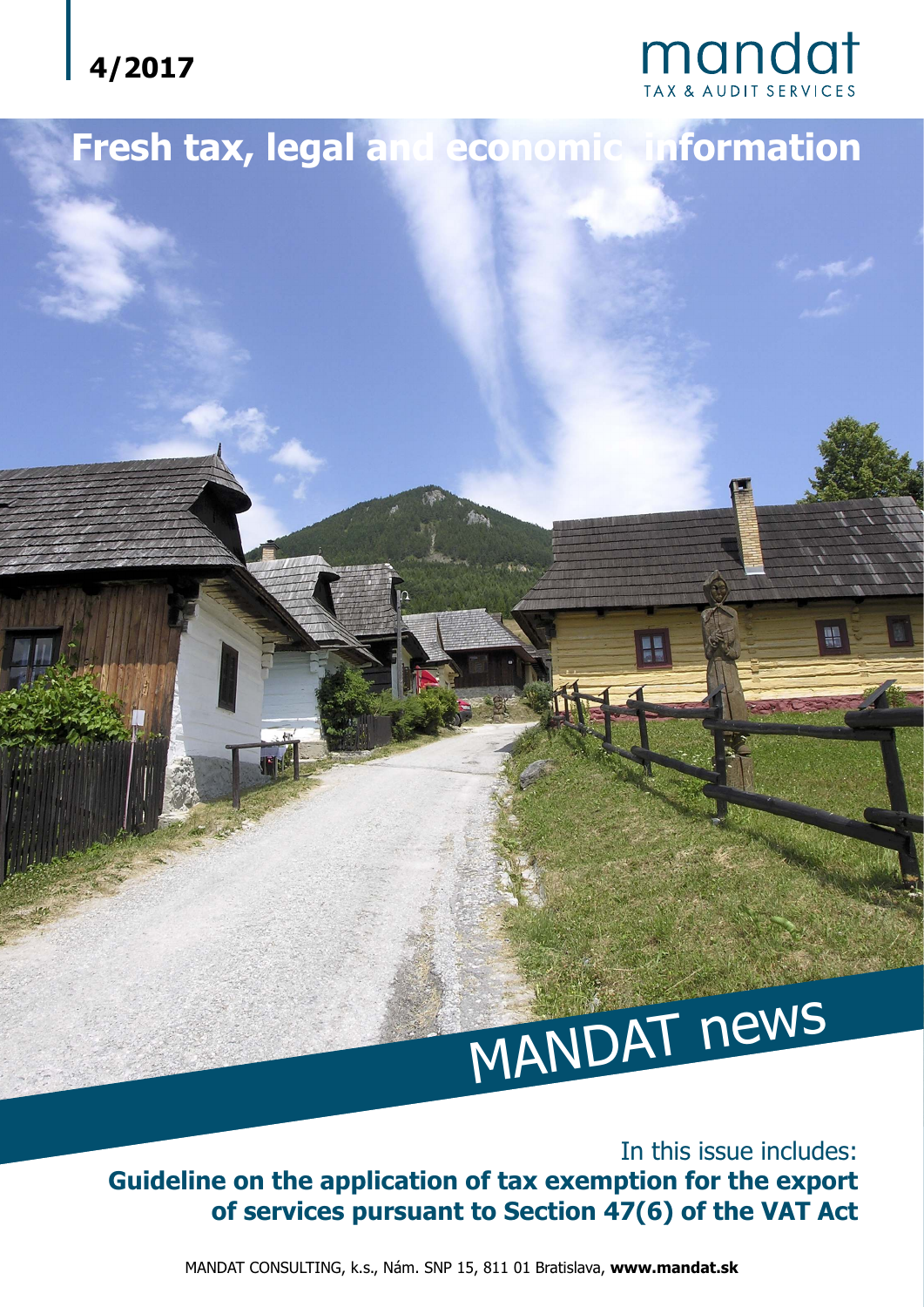4/2017

mandat
TAX & AUDIT SERVICES

# Fresh tax, legal and economic information

# MANDAT news

In this issue includes:

**Guideline on the application of tax exemption for the export of services pursuant to Section 47(6) of the VAT Act**

MANDAT CONSULTING, k.s., Nám. SNP 15, 811 01 Bratislava, **www.mandat.sk**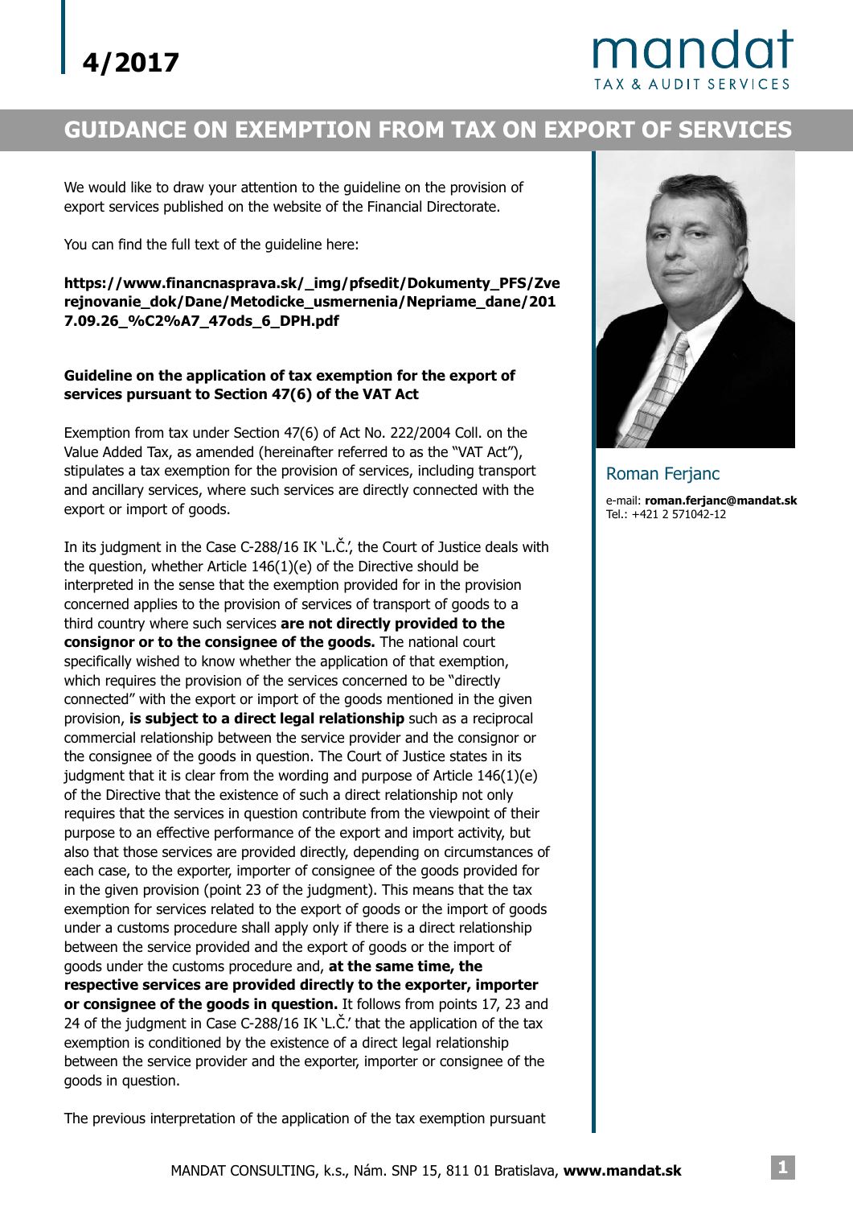4/2017

# GUIDANCE ON EXEMPTION FROM TAX ON EXPORT OF SERVICES

We would like to draw your attention to the guideline on the provision of export services published on the website of the Financial Directorate.

You can find the full text of the guideline here:

**https://www.financnasprava.sk/_img/pfsedit/Dokumenty_PFS/Zverejnovanie_dok/Dane/Metodicke_usmernenia/Nepriame_dane/2017.09.26_%C2%A7_47ods_6_DPH.pdf**

**Guideline on the application of tax exemption for the export of services pursuant to Section 47(6) of the VAT Act**

Exemption from tax under Section 47(6) of Act No. 222/2004 Coll. on the Value Added Tax, as amended (hereinafter referred to as the "VAT Act"), stipulates a tax exemption for the provision of services, including transport and ancillary services, where such services are directly connected with the export or import of goods.

In its judgment in the Case C-288/16 IK 'L.Č.', the Court of Justice deals with the question, whether Article 146(1)(e) of the Directive should be interpreted in the sense that the exemption provided for in the provision concerned applies to the provision of services of transport of goods to a third country where such services **are not directly provided to the consignor or to the consignee of the goods.** The national court specifically wished to know whether the application of that exemption, which requires the provision of the services concerned to be "directly connected" with the export or import of the goods mentioned in the given provision, **is subject to a direct legal relationship** such as a reciprocal commercial relationship between the service provider and the consignor or the consignee of the goods in question. The Court of Justice states in its judgment that it is clear from the wording and purpose of Article 146(1)(e) of the Directive that the existence of such a direct relationship not only requires that the services in question contribute from the viewpoint of their purpose to an effective performance of the export and import activity, but also that those services are provided directly, depending on circumstances of each case, to the exporter, importer of consignee of the goods provided for in the given provision (point 23 of the judgment). This means that the tax exemption for services related to the export of goods or the import of goods under a customs procedure shall apply only if there is a direct relationship between the service provided and the export of goods or the import of goods under the customs procedure and, **at the same time, the respective services are provided directly to the exporter, importer or consignee of the goods in question.** It follows from points 17, 23 and 24 of the judgment in Case C-288/16 IK 'L.Č.' that the application of the tax exemption is conditioned by the existence of a direct legal relationship between the service provider and the exporter, importer or consignee of the goods in question.

The previous interpretation of the application of the tax exemption pursuant

Roman Ferjanc

e-mail: **roman.ferjanc@mandat.sk**
Tel.: +421 2 571042-12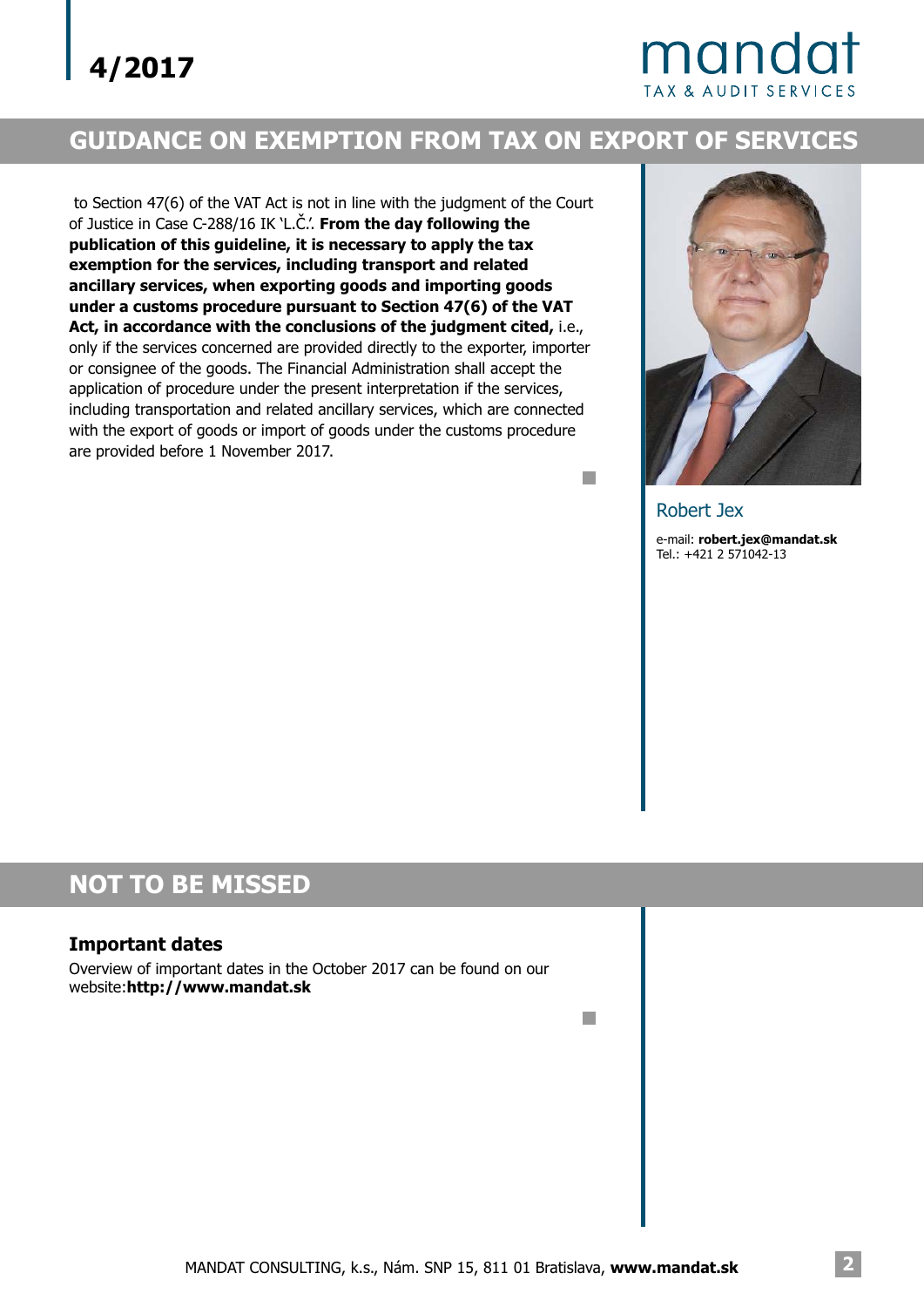## GUIDANCE ON EXEMPTION FROM TAX ON EXPORT OF SERVICES

to Section 47(6) of the VAT Act is not in line with the judgment of the Court of Justice in Case C-288/16 IK 'L.Č.'. **From the day following the publication of this guideline, it is necessary to apply the tax exemption for the services, including transport and related ancillary services, when exporting goods and importing goods under a customs procedure pursuant to Section 47(6) of the VAT Act, in accordance with the conclusions of the judgment cited,** i.e., only if the services concerned are provided directly to the exporter, importer or consignee of the goods. The Financial Administration shall accept the application of procedure under the present interpretation if the services, including transportation and related ancillary services, which are connected with the export of goods or import of goods under the customs procedure are provided before 1 November 2017.

Robert Jex

e-mail: **robert.jex@mandat.sk**
Tel.: +421 2 571042-13

## NOT TO BE MISSED

### Important dates

Overview of important dates in the October 2017 can be found on our website:**http://www.mandat.sk**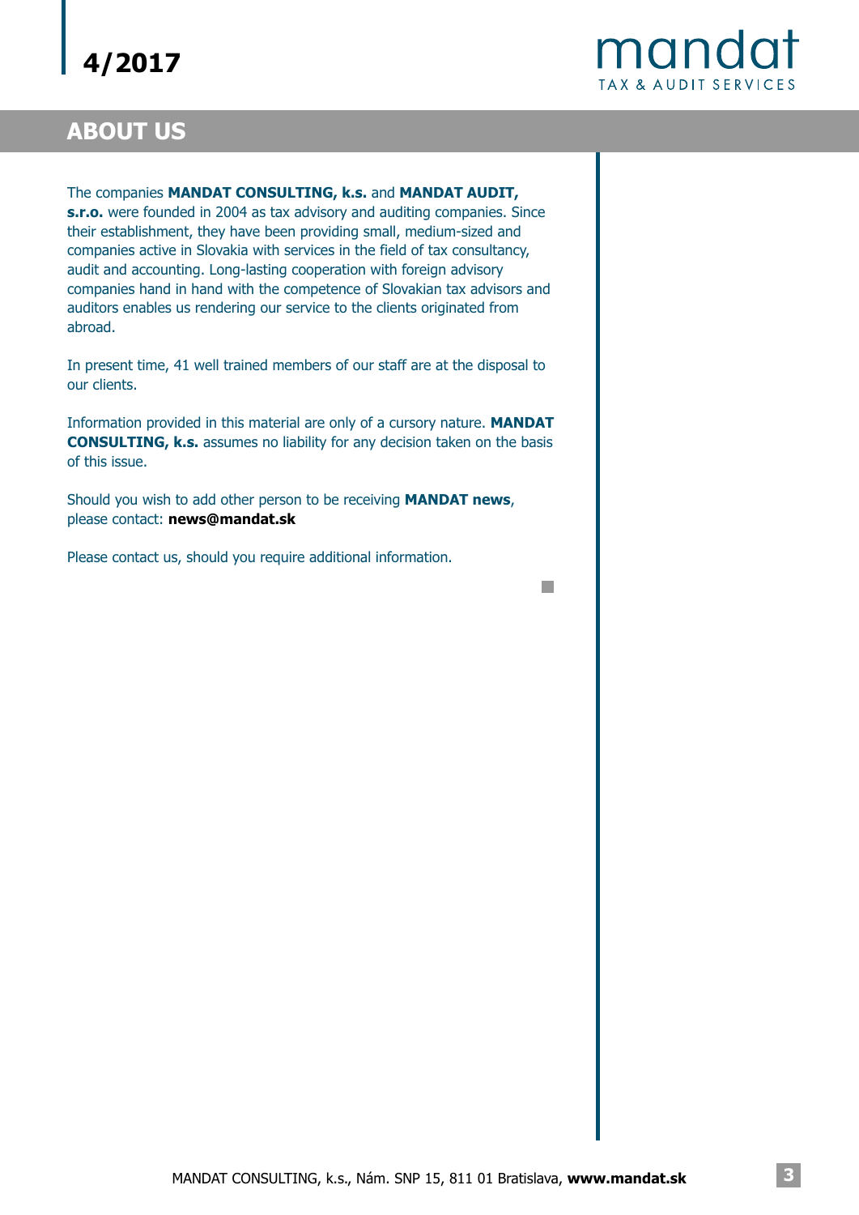## ABOUT US

The companies **MANDAT CONSULTING, k.s.** and **MANDAT AUDIT, s.r.o.** were founded in 2004 as tax advisory and auditing companies. Since their establishment, they have been providing small, medium-sized and companies active in Slovakia with services in the field of tax consultancy, audit and accounting. Long-lasting cooperation with foreign advisory companies hand in hand with the competence of Slovakian tax advisors and auditors enables us rendering our service to the clients originated from abroad.

In present time, 41 well trained members of our staff are at the disposal to our clients.

Information provided in this material are only of a cursory nature. **MANDAT CONSULTING, k.s.** assumes no liability for any decision taken on the basis of this issue.

Should you wish to add other person to be receiving **MANDAT news**, please contact: **news@mandat.sk**

Please contact us, should you require additional information.